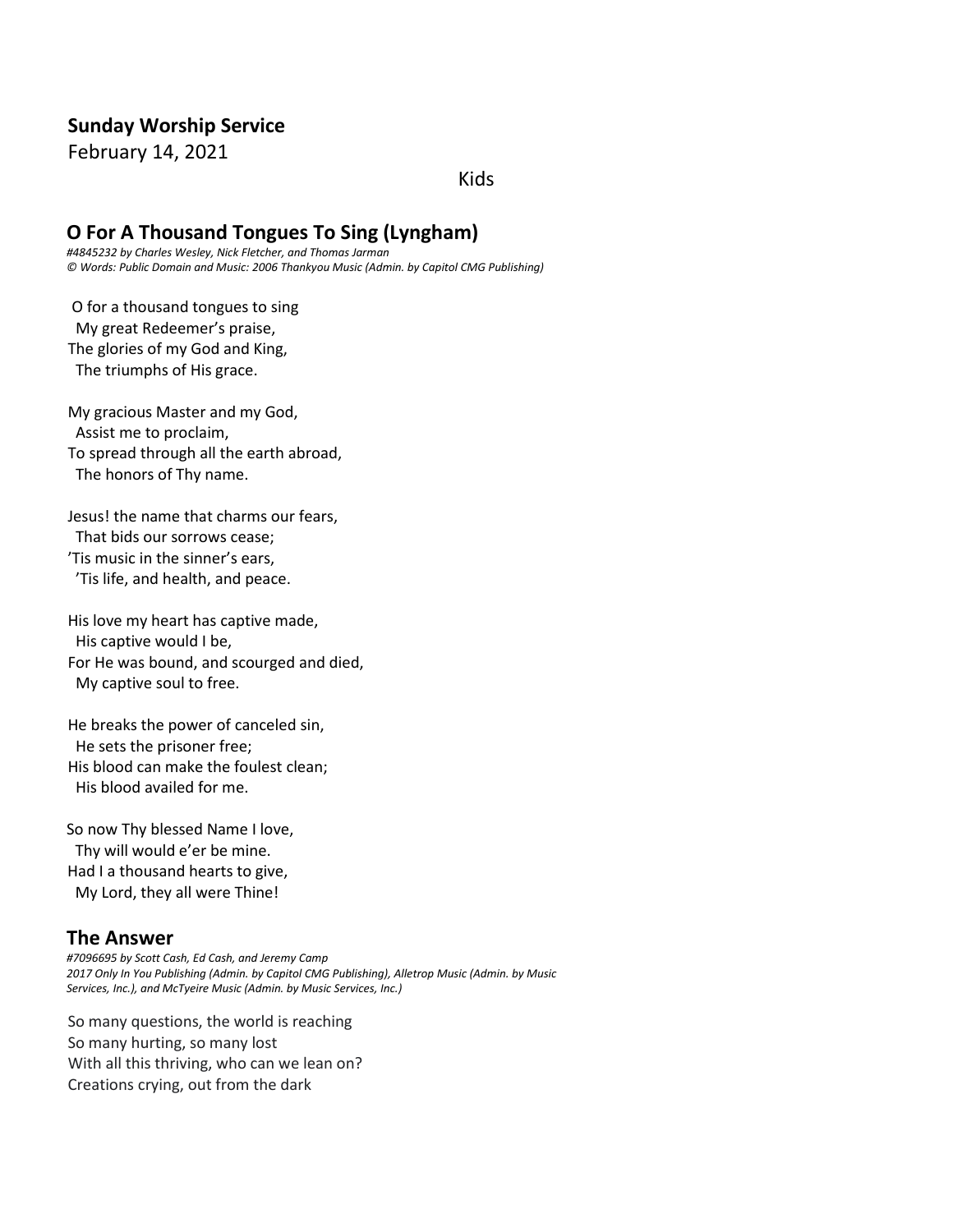**Sunday Worship Service**

February 14, 2021

Kids

## O For A Thousand Tongues To Sing (Lyngham)

*#4845232 by Charles Wesley, Nick Fletcher, and Thomas Jarman*
*© Words: Public Domain and Music: 2006 Thankyou Music (Admin. by Capitol CMG Publishing)*

O for a thousand tongues to sing
My great Redeemer's praise,
The glories of my God and King,
The triumphs of His grace.

My gracious Master and my God,
Assist me to proclaim,
To spread through all the earth abroad,
The honors of Thy name.

Jesus! the name that charms our fears,
That bids our sorrows cease;
'Tis music in the sinner's ears,
'Tis life, and health, and peace.

His love my heart has captive made,
His captive would I be,
For He was bound, and scourged and died,
My captive soul to free.

He breaks the power of canceled sin,
He sets the prisoner free;
His blood can make the foulest clean;
His blood availed for me.

So now Thy blessed Name I love,
Thy will would e'er be mine.
Had I a thousand hearts to give,
My Lord, they all were Thine!

## The Answer

*#7096695 by Scott Cash, Ed Cash, and Jeremy Camp*
*2017 Only In You Publishing (Admin. by Capitol CMG Publishing), Alletrop Music (Admin. by Music Services, Inc.), and McTyeire Music (Admin. by Music Services, Inc.)*

So many questions, the world is reaching
So many hurting, so many lost
With all this thriving, who can we lean on?
Creations crying, out from the dark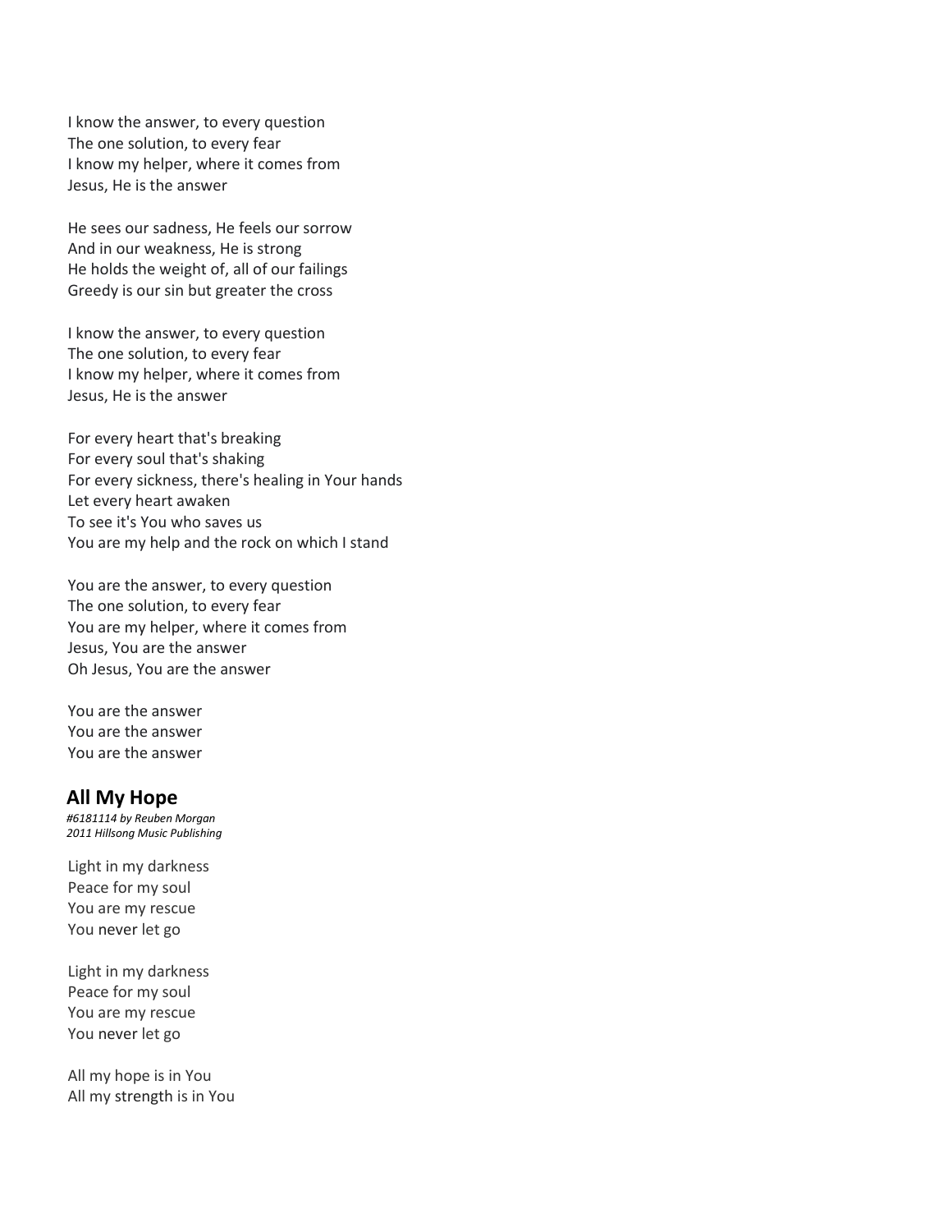I know the answer, to every question
The one solution, to every fear
I know my helper, where it comes from
Jesus, He is the answer

He sees our sadness, He feels our sorrow
And in our weakness, He is strong
He holds the weight of, all of our failings
Greedy is our sin but greater the cross

I know the answer, to every question
The one solution, to every fear
I know my helper, where it comes from
Jesus, He is the answer

For every heart that's breaking
For every soul that's shaking
For every sickness, there's healing in Your hands
Let every heart awaken
To see it's You who saves us
You are my help and the rock on which I stand

You are the answer, to every question
The one solution, to every fear
You are my helper, where it comes from
Jesus, You are the answer
Oh Jesus, You are the answer

You are the answer
You are the answer
You are the answer

## All My Hope

*#6181114 by Reuben Morgan*
*2011 Hillsong Music Publishing*

Light in my darkness
Peace for my soul
You are my rescue
You never let go

Light in my darkness
Peace for my soul
You are my rescue
You never let go

All my hope is in You
All my strength is in You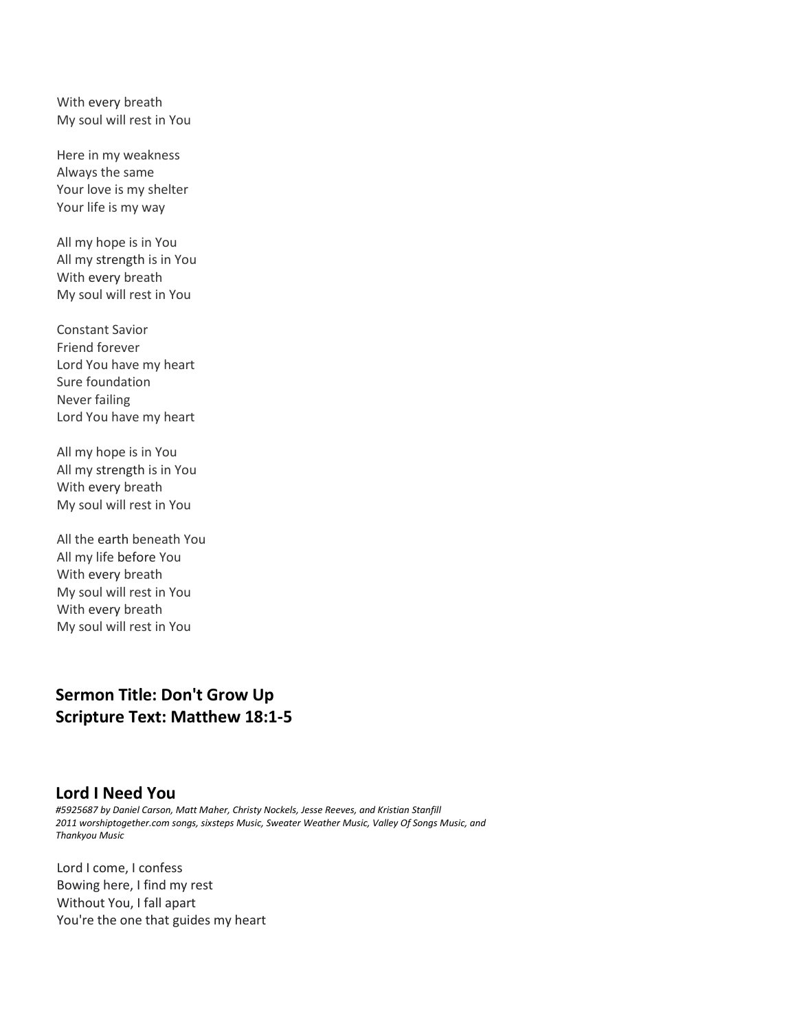With every breath
My soul will rest in You

Here in my weakness
Always the same
Your love is my shelter
Your life is my way

All my hope is in You
All my strength is in You
With every breath
My soul will rest in You

Constant Savior
Friend forever
Lord You have my heart
Sure foundation
Never failing
Lord You have my heart

All my hope is in You
All my strength is in You
With every breath
My soul will rest in You

All the earth beneath You
All my life before You
With every breath
My soul will rest in You
With every breath
My soul will rest in You

## Sermon Title: Don't Grow Up
## Scripture Text: Matthew 18:1-5

## Lord I Need You

*#5925687 by Daniel Carson, Matt Maher, Christy Nockels, Jesse Reeves, and Kristian Stanfill*
*2011 worshiptogether.com songs, sixsteps Music, Sweater Weather Music, Valley Of Songs Music, and Thankyou Music*

Lord I come, I confess
Bowing here, I find my rest
Without You, I fall apart
You're the one that guides my heart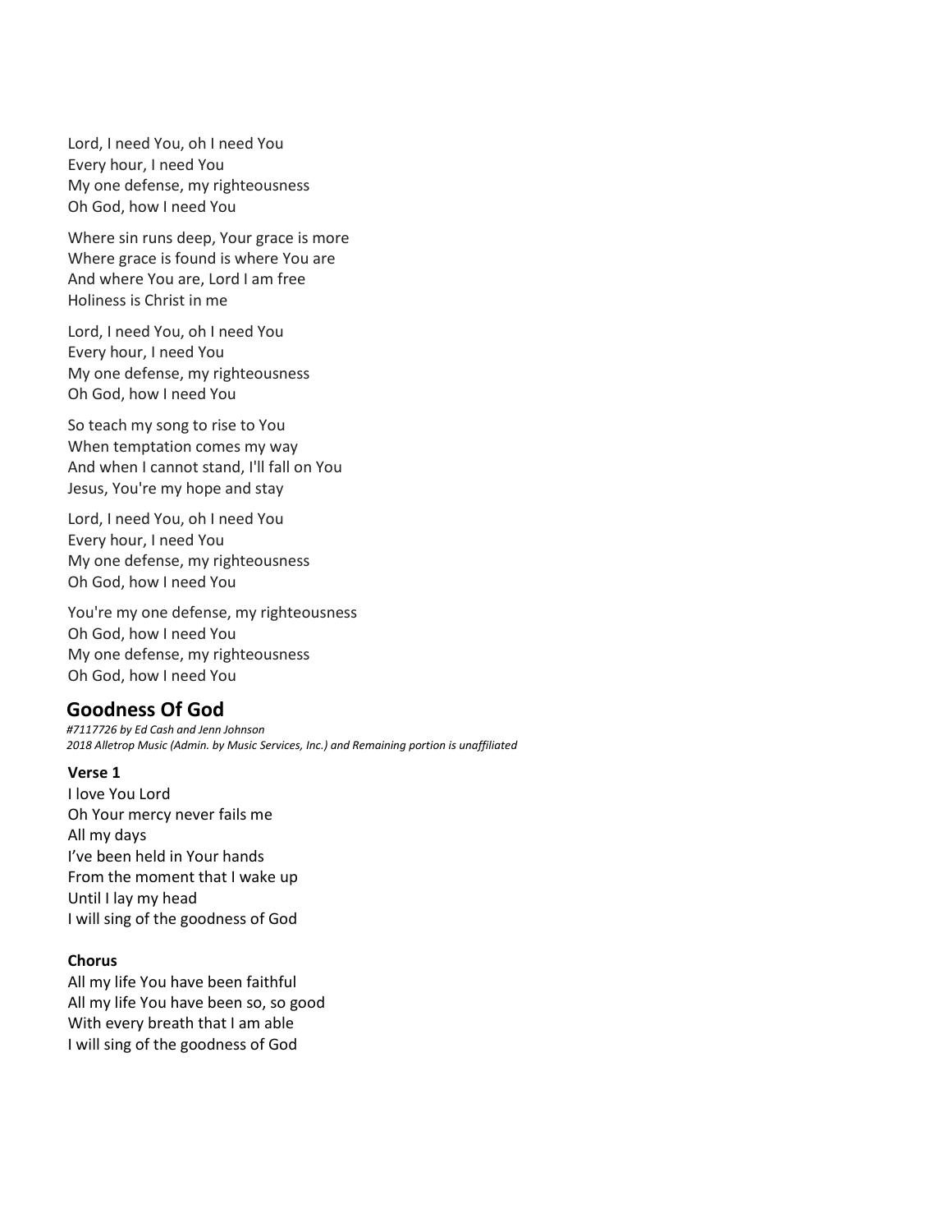Lord, I need You, oh I need You
Every hour, I need You
My one defense, my righteousness
Oh God, how I need You

Where sin runs deep, Your grace is more
Where grace is found is where You are
And where You are, Lord I am free
Holiness is Christ in me

Lord, I need You, oh I need You
Every hour, I need You
My one defense, my righteousness
Oh God, how I need You

So teach my song to rise to You
When temptation comes my way
And when I cannot stand, I'll fall on You
Jesus, You're my hope and stay

Lord, I need You, oh I need You
Every hour, I need You
My one defense, my righteousness
Oh God, how I need You

You're my one defense, my righteousness
Oh God, how I need You
My one defense, my righteousness
Oh God, how I need You

## Goodness Of God

*#7117726 by Ed Cash and Jenn Johnson*
*2018 Alletrop Music (Admin. by Music Services, Inc.) and Remaining portion is unaffiliated*

**Verse 1**
I love You Lord
Oh Your mercy never fails me
All my days
I've been held in Your hands
From the moment that I wake up
Until I lay my head
I will sing of the goodness of God

**Chorus**
All my life You have been faithful
All my life You have been so, so good
With every breath that I am able
I will sing of the goodness of God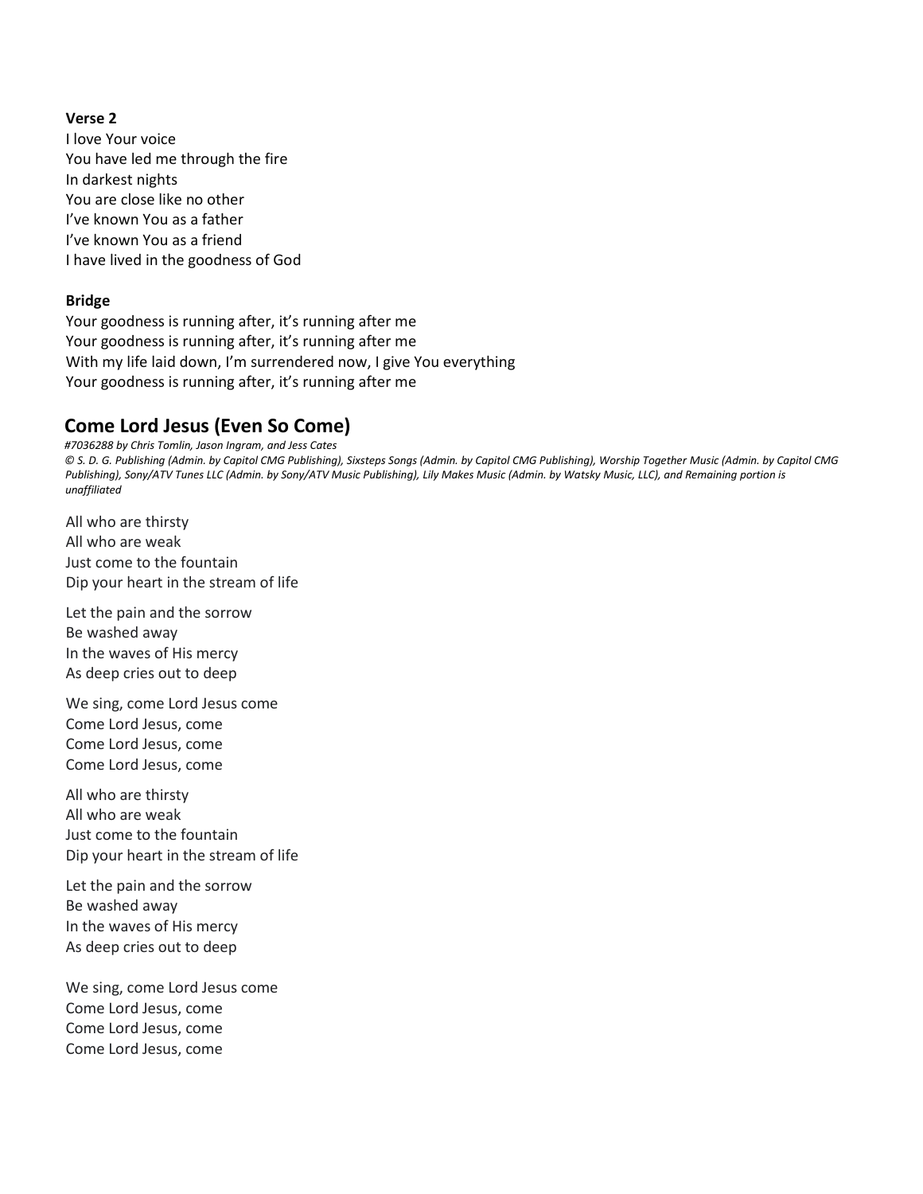**Verse 2**
I love Your voice
You have led me through the fire
In darkest nights
You are close like no other
I've known You as a father
I've known You as a friend
I have lived in the goodness of God

**Bridge**
Your goodness is running after, it's running after me
Your goodness is running after, it's running after me
With my life laid down, I'm surrendered now, I give You everything
Your goodness is running after, it's running after me

## Come Lord Jesus (Even So Come)

*#7036288 by Chris Tomlin, Jason Ingram, and Jess Cates*
*© S. D. G. Publishing (Admin. by Capitol CMG Publishing), Sixsteps Songs (Admin. by Capitol CMG Publishing), Worship Together Music (Admin. by Capitol CMG Publishing), Sony/ATV Tunes LLC (Admin. by Sony/ATV Music Publishing), Lily Makes Music (Admin. by Watsky Music, LLC), and Remaining portion is unaffiliated*

All who are thirsty
All who are weak
Just come to the fountain
Dip your heart in the stream of life

Let the pain and the sorrow
Be washed away
In the waves of His mercy
As deep cries out to deep

We sing, come Lord Jesus come
Come Lord Jesus, come
Come Lord Jesus, come
Come Lord Jesus, come

All who are thirsty
All who are weak
Just come to the fountain
Dip your heart in the stream of life

Let the pain and the sorrow
Be washed away
In the waves of His mercy
As deep cries out to deep

We sing, come Lord Jesus come
Come Lord Jesus, come
Come Lord Jesus, come
Come Lord Jesus, come